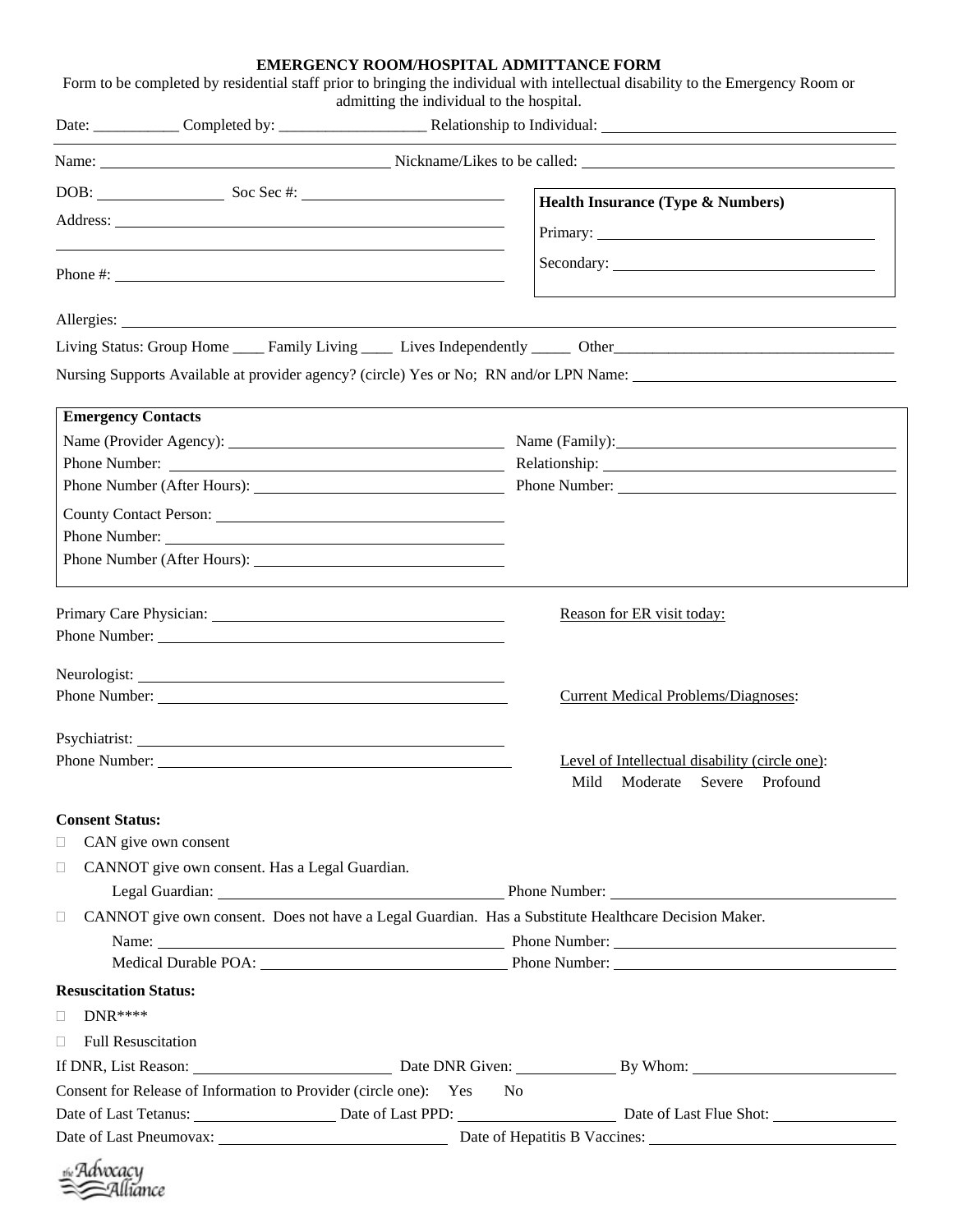# EMERGENCY ROOM/HOSPITAL ADMITTANCE FORM

Form to be completed by residential staff prior to bringing the individual with intellectual disability to the Emergency Room or admitting the individual to the hospital.

Date: ___________ Completed by: ___________________ Relationship to Individual: ___________________

Name: ___________________ Nickname/Likes to be called: ___________________

DOB: ___________ Soc Sec #: ___________________

Address: ___________________

Phone #: ___________________

**Health Insurance (Type & Numbers)**

Primary: ___________________

Secondary: ___________________

Allergies: ___________________

Living Status: Group Home ____ Family Living ____ Lives Independently _____ Other_____________________________________

Nursing Supports Available at provider agency? (circle) Yes or No; RN and/or LPN Name: ___________________

**Emergency Contacts**

Name (Provider Agency): ___________________

Phone Number: ___________________

Phone Number (After Hours): ___________________

County Contact Person: ___________________

Phone Number: ___________________

Phone Number (After Hours): ___________________

Name (Family): ___________________

Relationship: ___________________

Phone Number: ___________________

Primary Care Physician: ___________________

Phone Number: ___________________

Neurologist: ___________________

Phone Number: ___________________

Psychiatrist: ___________________

Phone Number: ___________________

Reason for ER visit today:

Current Medical Problems/Diagnoses:

Level of Intellectual disability (circle one):
Mild Moderate Severe Profound

**Consent Status:**

- ☐ CAN give own consent
- ☐ CANNOT give own consent. Has a Legal Guardian.
  Legal Guardian: ___________________ Phone Number: ___________________
- ☐ CANNOT give own consent. Does not have a Legal Guardian. Has a Substitute Healthcare Decision Maker.
  Name: ___________________ Phone Number: ___________________
  Medical Durable POA: ___________________ Phone Number: ___________________

**Resuscitation Status:**

- ☐ DNR****
- ☐ Full Resuscitation

If DNR, List Reason: ___________________ Date DNR Given: ___________ By Whom: ___________________

Consent for Release of Information to Provider (circle one): Yes No

Date of Last Tetanus: ___________ Date of Last PPD: ___________ Date of Last Flue Shot: ___________

Date of Last Pneumovax: ___________________ Date of Hepatitis B Vaccines: ___________________

the Advocacy Alliance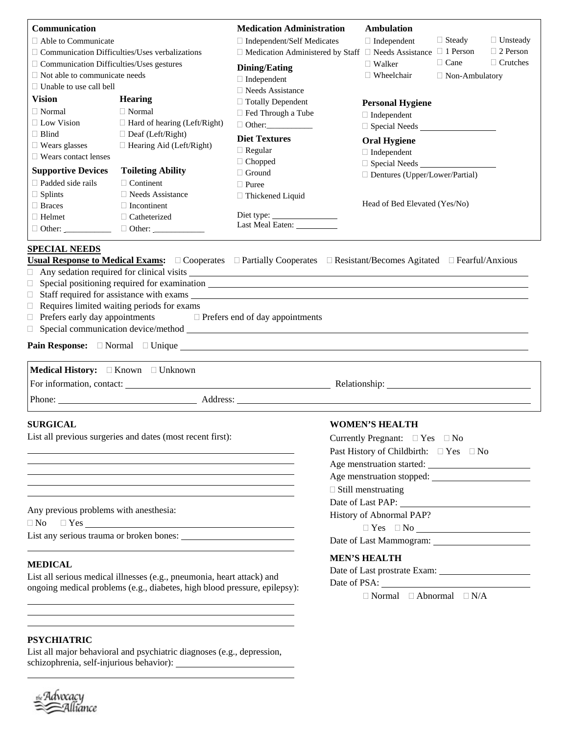**Communication**

- ☐ Able to Communicate
- ☐ Communication Difficulties/Uses verbalizations
- ☐ Communication Difficulties/Uses gestures
- ☐ Not able to communicate needs
- ☐ Unable to use call bell

**Vision**

- ☐ Normal
- ☐ Low Vision
- ☐ Blind
- ☐ Wears glasses
- ☐ Wears contact lenses

**Hearing**

- ☐ Normal
- ☐ Hard of hearing (Left/Right)
- ☐ Deaf (Left/Right)
- ☐ Hearing Aid (Left/Right)

**Supportive Devices**

- ☐ Padded side rails
- ☐ Splints
- ☐ Braces
- ☐ Helmet
- ☐ Other: ___________

**Toileting Ability**

- ☐ Continent
- ☐ Needs Assistance
- ☐ Incontinent
- ☐ Catheterized
- ☐ Other: ____________

**Medication Administration**

- ☐ Independent/Self Medicates
- ☐ Medication Administered by Staff

**Dining/Eating**

- ☐ Independent
- ☐ Needs Assistance
- ☐ Totally Dependent
- ☐ Fed Through a Tube
- ☐ Other:___________

**Diet Textures**

- ☐ Regular
- ☐ Chopped
- ☐ Ground
- ☐ Puree
- ☐ Thickened Liquid

Diet type: _______________

Last Meal Eaten: __________

**Ambulation**

- ☐ Independent ☐ Steady ☐ Unsteady
- ☐ Needs Assistance ☐ 1 Person ☐ 2 Person
- ☐ Walker ☐ Cane ☐ Crutches
- ☐ Wheelchair ☐ Non-Ambulatory

**Personal Hygiene**

- ☐ Independent
- ☐ Special Needs __________________

**Oral Hygiene**

- ☐ Independent
- ☐ Special Needs __________________
- ☐ Dentures (Upper/Lower/Partial)

Head of Bed Elevated (Yes/No)

## SPECIAL NEEDS

**Usual Response to Medical Exams:** ☐ Cooperates ☐ Partially Cooperates ☐ Resistant/Becomes Agitated ☐ Fearful/Anxious

- ☐ Any sedation required for clinical visits ________________________________
- ☐ Special positioning required for examination ________________________________
- ☐ Staff required for assistance with exams ________________________________
- ☐ Requires limited waiting periods for exams
- ☐ Prefers early day appointments ☐ Prefers end of day appointments
- ☐ Special communication device/method ________________________________

**Pain Response:** ☐ Normal ☐ Unique ________________________________

**Medical History:** ☐ Known ☐ Unknown

For information, contact: ______________________________ Relationship: ______________________

Phone: ____________________ Address: ________________________________________

### SURGICAL

List all previous surgeries and dates (most recent first):

_______________________________________________

_______________________________________________

_______________________________________________

_______________________________________________

_______________________________________________

Any previous problems with anesthesia:

☐ No ☐ Yes ________________________________

List any serious trauma or broken bones: ____________________

_______________________________________________

### MEDICAL

List all serious medical illnesses (e.g., pneumonia, heart attack) and ongoing medical problems (e.g., diabetes, high blood pressure, epilepsy):

_______________________________________________

_______________________________________________

_______________________________________________

### PSYCHIATRIC

List all major behavioral and psychiatric diagnoses (e.g., depression, schizophrenia, self-injurious behavior): ____________________

_______________________________________________

### WOMEN'S HEALTH

Currently Pregnant: ☐ Yes ☐ No

Past History of Childbirth: ☐ Yes ☐ No

Age menstruation started: ____________________

Age menstruation stopped: ____________________

☐ Still menstruating

Date of Last PAP: ____________________

History of Abnormal PAP?

☐ Yes ☐ No ____________________

Date of Last Mammogram: ____________________

### MEN'S HEALTH

Date of Last prostrate Exam: ____________________

Date of PSA: ____________________

☐ Normal ☐ Abnormal ☐ N/A

the Advocacy Alliance